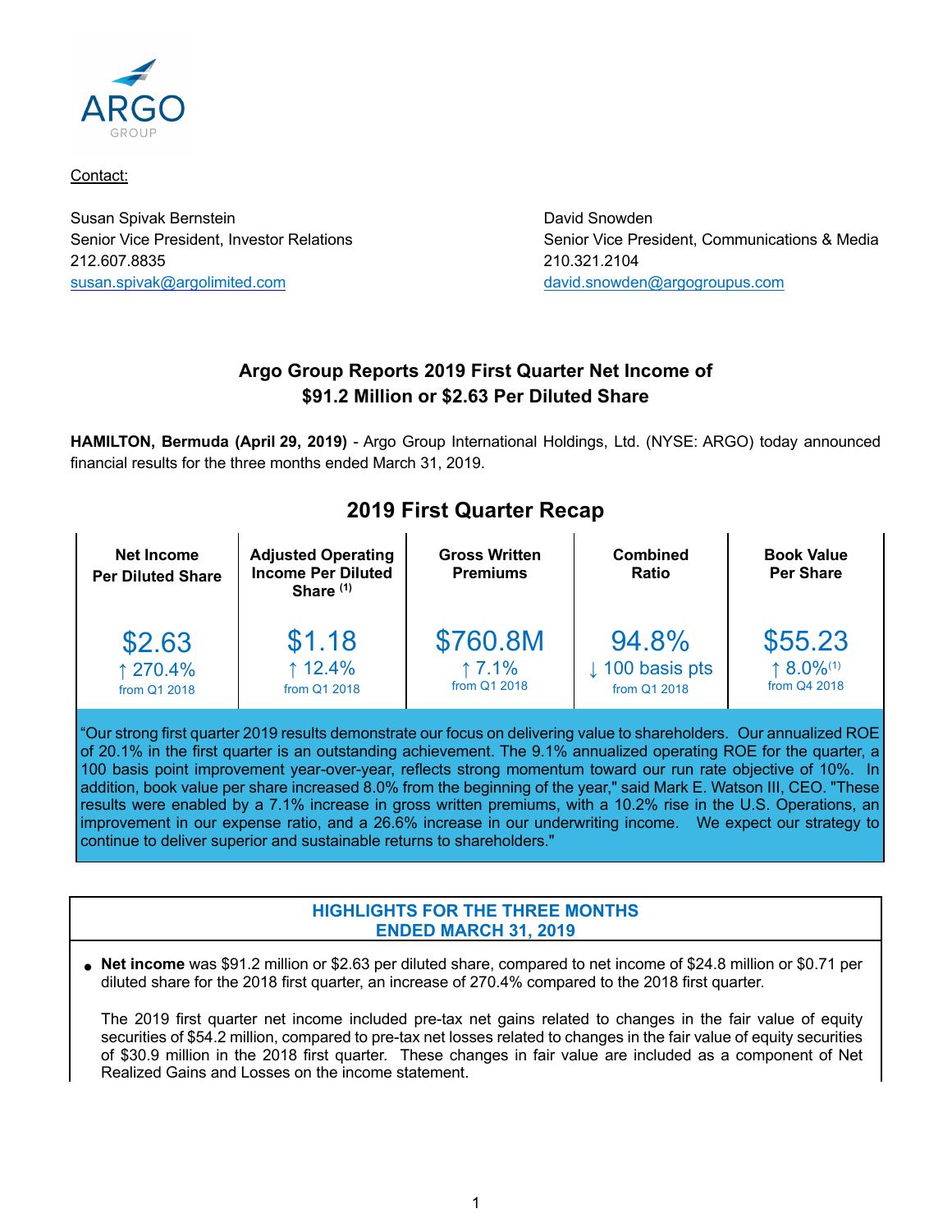ARGO GROUP

Contact:

Susan Spivak Bernstein
Senior Vice President, Investor Relations
212.607.8835
susan.spivak@argolimited.com

David Snowden
Senior Vice President, Communications & Media
210.321.2104
david.snowden@argogroupus.com

## Argo Group Reports 2019 First Quarter Net Income of $91.2 Million or $2.63 Per Diluted Share

**HAMILTON, Bermuda (April 29, 2019)** - Argo Group International Holdings, Ltd. (NYSE: ARGO) today announced financial results for the three months ended March 31, 2019.

## 2019 First Quarter Recap

| Net Income Per Diluted Share | Adjusted Operating Income Per Diluted Share (1) | Gross Written Premiums | Combined Ratio | Book Value Per Share |
|---|---|---|---|---|
| $2.63 ↑ 270.4% from Q1 2018 | $1.18 ↑ 12.4% from Q1 2018 | $760.8M ↑ 7.1% from Q1 2018 | 94.8% ↓ 100 basis pts from Q1 2018 | $55.23 ↑ 8.0%(1) from Q4 2018 |

"Our strong first quarter 2019 results demonstrate our focus on delivering value to shareholders. Our annualized ROE of 20.1% in the first quarter is an outstanding achievement. The 9.1% annualized operating ROE for the quarter, a 100 basis point improvement year-over-year, reflects strong momentum toward our run rate objective of 10%. In addition, book value per share increased 8.0% from the beginning of the year," said Mark E. Watson III, CEO. "These results were enabled by a 7.1% increase in gross written premiums, with a 10.2% rise in the U.S. Operations, an improvement in our expense ratio, and a 26.6% increase in our underwriting income. We expect our strategy to continue to deliver superior and sustainable returns to shareholders."

### HIGHLIGHTS FOR THE THREE MONTHS ENDED MARCH 31, 2019

- **Net income** was $91.2 million or $2.63 per diluted share, compared to net income of $24.8 million or $0.71 per diluted share for the 2018 first quarter, an increase of 270.4% compared to the 2018 first quarter.

  The 2019 first quarter net income included pre-tax net gains related to changes in the fair value of equity securities of $54.2 million, compared to pre-tax net losses related to changes in the fair value of equity securities of $30.9 million in the 2018 first quarter. These changes in fair value are included as a component of Net Realized Gains and Losses on the income statement.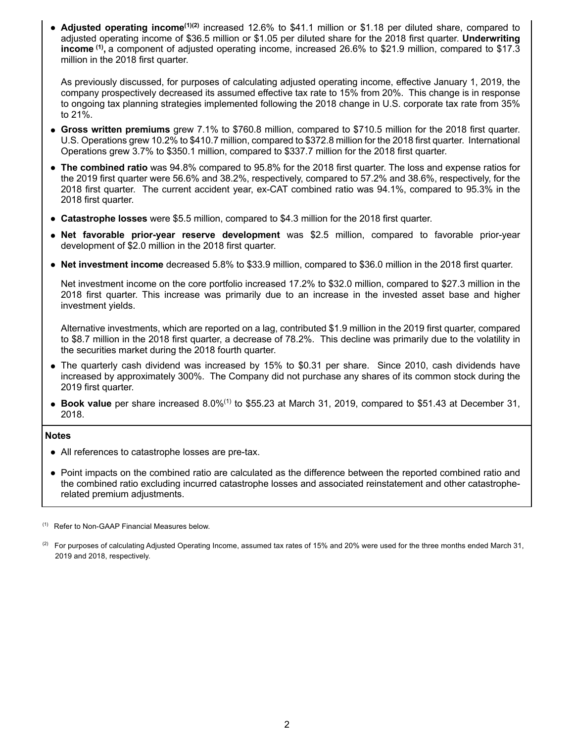- **Adjusted operating income**[(1)(2)] increased 12.6% to $41.1 million or $1.18 per diluted share, compared to adjusted operating income of $36.5 million or $1.05 per diluted share for the 2018 first quarter. **Underwriting income** [(1)]**,** a component of adjusted operating income, increased 26.6% to $21.9 million, compared to $17.3 million in the 2018 first quarter.

  As previously discussed, for purposes of calculating adjusted operating income, effective January 1, 2019, the company prospectively decreased its assumed effective tax rate to 15% from 20%. This change is in response to ongoing tax planning strategies implemented following the 2018 change in U.S. corporate tax rate from 35% to 21%.

- **Gross written premiums** grew 7.1% to $760.8 million, compared to $710.5 million for the 2018 first quarter. U.S. Operations grew 10.2% to $410.7 million, compared to $372.8 million for the 2018 first quarter. International Operations grew 3.7% to $350.1 million, compared to $337.7 million for the 2018 first quarter.

- **The combined ratio** was 94.8% compared to 95.8% for the 2018 first quarter. The loss and expense ratios for the 2019 first quarter were 56.6% and 38.2%, respectively, compared to 57.2% and 38.6%, respectively, for the 2018 first quarter. The current accident year, ex-CAT combined ratio was 94.1%, compared to 95.3% in the 2018 first quarter.

- **Catastrophe losses** were $5.5 million, compared to $4.3 million for the 2018 first quarter.

- **Net favorable prior-year reserve development** was $2.5 million, compared to favorable prior-year development of $2.0 million in the 2018 first quarter.

- **Net investment income** decreased 5.8% to $33.9 million, compared to $36.0 million in the 2018 first quarter.

  Net investment income on the core portfolio increased 17.2% to $32.0 million, compared to $27.3 million in the 2018 first quarter. This increase was primarily due to an increase in the invested asset base and higher investment yields.

  Alternative investments, which are reported on a lag, contributed $1.9 million in the 2019 first quarter, compared to $8.7 million in the 2018 first quarter, a decrease of 78.2%. This decline was primarily due to the volatility in the securities market during the 2018 fourth quarter.

- The quarterly cash dividend was increased by 15% to $0.31 per share. Since 2010, cash dividends have increased by approximately 300%. The Company did not purchase any shares of its common stock during the 2019 first quarter.

- **Book value** per share increased 8.0%[(1)] to $55.23 at March 31, 2019, compared to $51.43 at December 31, 2018.

**Notes**

- All references to catastrophe losses are pre-tax.
- Point impacts on the combined ratio are calculated as the difference between the reported combined ratio and the combined ratio excluding incurred catastrophe losses and associated reinstatement and other catastrophe-related premium adjustments.

(1) Refer to Non-GAAP Financial Measures below.

(2) For purposes of calculating Adjusted Operating Income, assumed tax rates of 15% and 20% were used for the three months ended March 31, 2019 and 2018, respectively.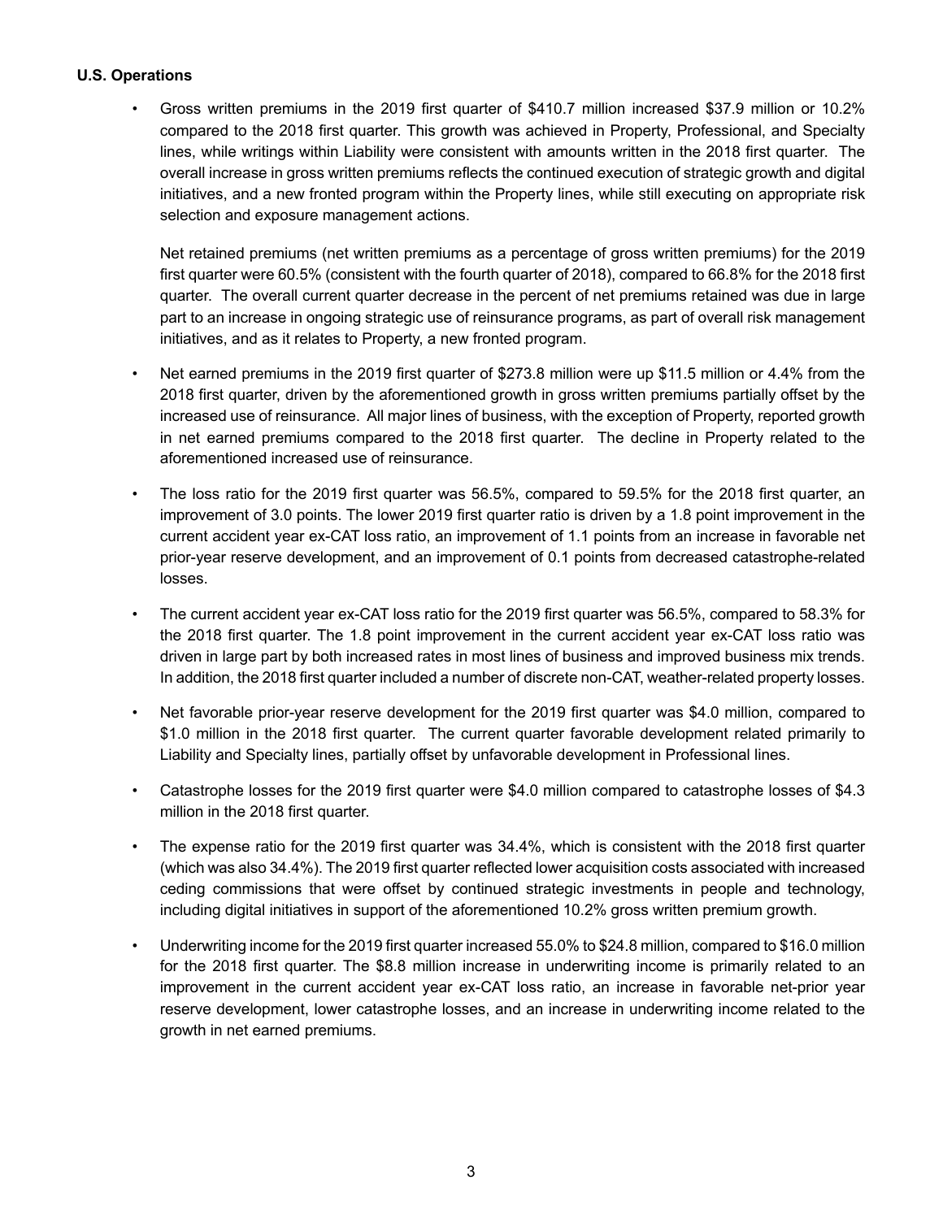**U.S. Operations**

- Gross written premiums in the 2019 first quarter of $410.7 million increased $37.9 million or 10.2% compared to the 2018 first quarter. This growth was achieved in Property, Professional, and Specialty lines, while writings within Liability were consistent with amounts written in the 2018 first quarter. The overall increase in gross written premiums reflects the continued execution of strategic growth and digital initiatives, and a new fronted program within the Property lines, while still executing on appropriate risk selection and exposure management actions.

  Net retained premiums (net written premiums as a percentage of gross written premiums) for the 2019 first quarter were 60.5% (consistent with the fourth quarter of 2018), compared to 66.8% for the 2018 first quarter. The overall current quarter decrease in the percent of net premiums retained was due in large part to an increase in ongoing strategic use of reinsurance programs, as part of overall risk management initiatives, and as it relates to Property, a new fronted program.

- Net earned premiums in the 2019 first quarter of $273.8 million were up $11.5 million or 4.4% from the 2018 first quarter, driven by the aforementioned growth in gross written premiums partially offset by the increased use of reinsurance. All major lines of business, with the exception of Property, reported growth in net earned premiums compared to the 2018 first quarter. The decline in Property related to the aforementioned increased use of reinsurance.

- The loss ratio for the 2019 first quarter was 56.5%, compared to 59.5% for the 2018 first quarter, an improvement of 3.0 points. The lower 2019 first quarter ratio is driven by a 1.8 point improvement in the current accident year ex-CAT loss ratio, an improvement of 1.1 points from an increase in favorable net prior-year reserve development, and an improvement of 0.1 points from decreased catastrophe-related losses.

- The current accident year ex-CAT loss ratio for the 2019 first quarter was 56.5%, compared to 58.3% for the 2018 first quarter. The 1.8 point improvement in the current accident year ex-CAT loss ratio was driven in large part by both increased rates in most lines of business and improved business mix trends. In addition, the 2018 first quarter included a number of discrete non-CAT, weather-related property losses.

- Net favorable prior-year reserve development for the 2019 first quarter was $4.0 million, compared to $1.0 million in the 2018 first quarter. The current quarter favorable development related primarily to Liability and Specialty lines, partially offset by unfavorable development in Professional lines.

- Catastrophe losses for the 2019 first quarter were $4.0 million compared to catastrophe losses of $4.3 million in the 2018 first quarter.

- The expense ratio for the 2019 first quarter was 34.4%, which is consistent with the 2018 first quarter (which was also 34.4%). The 2019 first quarter reflected lower acquisition costs associated with increased ceding commissions that were offset by continued strategic investments in people and technology, including digital initiatives in support of the aforementioned 10.2% gross written premium growth.

- Underwriting income for the 2019 first quarter increased 55.0% to $24.8 million, compared to $16.0 million for the 2018 first quarter. The $8.8 million increase in underwriting income is primarily related to an improvement in the current accident year ex-CAT loss ratio, an increase in favorable net-prior year reserve development, lower catastrophe losses, and an increase in underwriting income related to the growth in net earned premiums.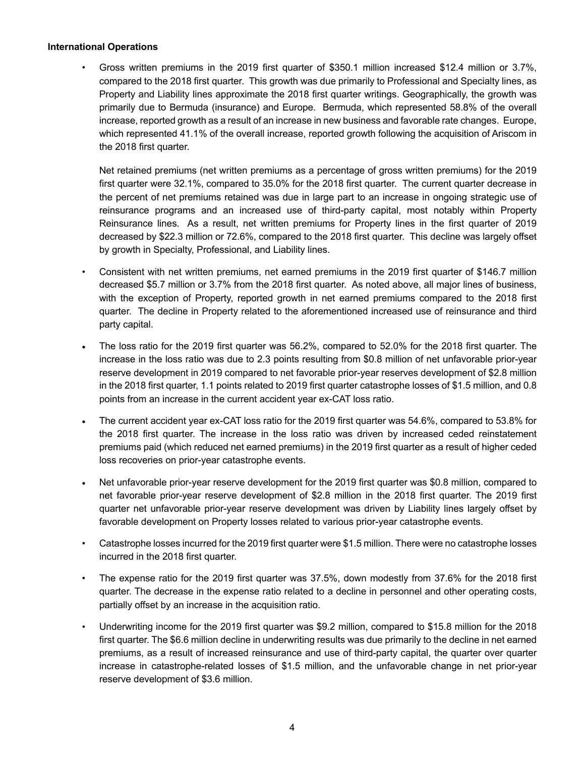**International Operations**

- Gross written premiums in the 2019 first quarter of $350.1 million increased $12.4 million or 3.7%, compared to the 2018 first quarter. This growth was due primarily to Professional and Specialty lines, as Property and Liability lines approximate the 2018 first quarter writings. Geographically, the growth was primarily due to Bermuda (insurance) and Europe. Bermuda, which represented 58.8% of the overall increase, reported growth as a result of an increase in new business and favorable rate changes. Europe, which represented 41.1% of the overall increase, reported growth following the acquisition of Ariscom in the 2018 first quarter.

  Net retained premiums (net written premiums as a percentage of gross written premiums) for the 2019 first quarter were 32.1%, compared to 35.0% for the 2018 first quarter. The current quarter decrease in the percent of net premiums retained was due in large part to an increase in ongoing strategic use of reinsurance programs and an increased use of third-party capital, most notably within Property Reinsurance lines. As a result, net written premiums for Property lines in the first quarter of 2019 decreased by $22.3 million or 72.6%, compared to the 2018 first quarter. This decline was largely offset by growth in Specialty, Professional, and Liability lines.

- Consistent with net written premiums, net earned premiums in the 2019 first quarter of $146.7 million decreased $5.7 million or 3.7% from the 2018 first quarter. As noted above, all major lines of business, with the exception of Property, reported growth in net earned premiums compared to the 2018 first quarter. The decline in Property related to the aforementioned increased use of reinsurance and third party capital.

- The loss ratio for the 2019 first quarter was 56.2%, compared to 52.0% for the 2018 first quarter. The increase in the loss ratio was due to 2.3 points resulting from $0.8 million of net unfavorable prior-year reserve development in 2019 compared to net favorable prior-year reserves development of $2.8 million in the 2018 first quarter, 1.1 points related to 2019 first quarter catastrophe losses of $1.5 million, and 0.8 points from an increase in the current accident year ex-CAT loss ratio.

- The current accident year ex-CAT loss ratio for the 2019 first quarter was 54.6%, compared to 53.8% for the 2018 first quarter. The increase in the loss ratio was driven by increased ceded reinstatement premiums paid (which reduced net earned premiums) in the 2019 first quarter as a result of higher ceded loss recoveries on prior-year catastrophe events.

- Net unfavorable prior-year reserve development for the 2019 first quarter was $0.8 million, compared to net favorable prior-year reserve development of $2.8 million in the 2018 first quarter. The 2019 first quarter net unfavorable prior-year reserve development was driven by Liability lines largely offset by favorable development on Property losses related to various prior-year catastrophe events.

- Catastrophe losses incurred for the 2019 first quarter were $1.5 million. There were no catastrophe losses incurred in the 2018 first quarter.

- The expense ratio for the 2019 first quarter was 37.5%, down modestly from 37.6% for the 2018 first quarter. The decrease in the expense ratio related to a decline in personnel and other operating costs, partially offset by an increase in the acquisition ratio.

- Underwriting income for the 2019 first quarter was $9.2 million, compared to $15.8 million for the 2018 first quarter. The $6.6 million decline in underwriting results was due primarily to the decline in net earned premiums, as a result of increased reinsurance and use of third-party capital, the quarter over quarter increase in catastrophe-related losses of $1.5 million, and the unfavorable change in net prior-year reserve development of $3.6 million.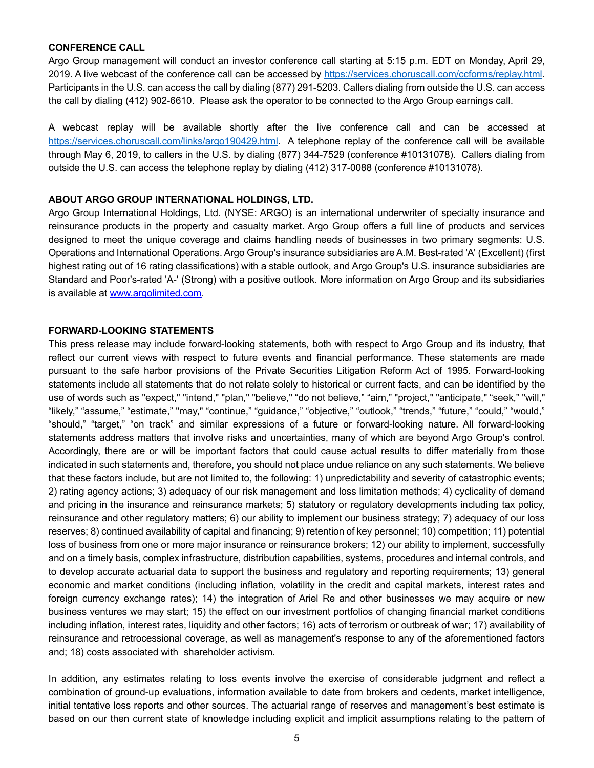**CONFERENCE CALL**

Argo Group management will conduct an investor conference call starting at 5:15 p.m. EDT on Monday, April 29, 2019. A live webcast of the conference call can be accessed by https://services.choruscall.com/ccforms/replay.html. Participants in the U.S. can access the call by dialing (877) 291-5203. Callers dialing from outside the U.S. can access the call by dialing (412) 902-6610. Please ask the operator to be connected to the Argo Group earnings call.

A webcast replay will be available shortly after the live conference call and can be accessed at https://services.choruscall.com/links/argo190429.html. A telephone replay of the conference call will be available through May 6, 2019, to callers in the U.S. by dialing (877) 344-7529 (conference #10131078). Callers dialing from outside the U.S. can access the telephone replay by dialing (412) 317-0088 (conference #10131078).

**ABOUT ARGO GROUP INTERNATIONAL HOLDINGS, LTD.**

Argo Group International Holdings, Ltd. (NYSE: ARGO) is an international underwriter of specialty insurance and reinsurance products in the property and casualty market. Argo Group offers a full line of products and services designed to meet the unique coverage and claims handling needs of businesses in two primary segments: U.S. Operations and International Operations. Argo Group's insurance subsidiaries are A.M. Best-rated 'A' (Excellent) (first highest rating out of 16 rating classifications) with a stable outlook, and Argo Group's U.S. insurance subsidiaries are Standard and Poor's-rated 'A-' (Strong) with a positive outlook. More information on Argo Group and its subsidiaries is available at www.argolimited.com.

**FORWARD-LOOKING STATEMENTS**

This press release may include forward-looking statements, both with respect to Argo Group and its industry, that reflect our current views with respect to future events and financial performance. These statements are made pursuant to the safe harbor provisions of the Private Securities Litigation Reform Act of 1995. Forward-looking statements include all statements that do not relate solely to historical or current facts, and can be identified by the use of words such as "expect," "intend," "plan," "believe," "do not believe," "aim," "project," "anticipate," "seek," "will," "likely," "assume," "estimate," "may," "continue," "guidance," "objective," "outlook," "trends," "future," "could," "would," "should," "target," "on track" and similar expressions of a future or forward-looking nature. All forward-looking statements address matters that involve risks and uncertainties, many of which are beyond Argo Group's control. Accordingly, there are or will be important factors that could cause actual results to differ materially from those indicated in such statements and, therefore, you should not place undue reliance on any such statements. We believe that these factors include, but are not limited to, the following: 1) unpredictability and severity of catastrophic events; 2) rating agency actions; 3) adequacy of our risk management and loss limitation methods; 4) cyclicality of demand and pricing in the insurance and reinsurance markets; 5) statutory or regulatory developments including tax policy, reinsurance and other regulatory matters; 6) our ability to implement our business strategy; 7) adequacy of our loss reserves; 8) continued availability of capital and financing; 9) retention of key personnel; 10) competition; 11) potential loss of business from one or more major insurance or reinsurance brokers; 12) our ability to implement, successfully and on a timely basis, complex infrastructure, distribution capabilities, systems, procedures and internal controls, and to develop accurate actuarial data to support the business and regulatory and reporting requirements; 13) general economic and market conditions (including inflation, volatility in the credit and capital markets, interest rates and foreign currency exchange rates); 14) the integration of Ariel Re and other businesses we may acquire or new business ventures we may start; 15) the effect on our investment portfolios of changing financial market conditions including inflation, interest rates, liquidity and other factors; 16) acts of terrorism or outbreak of war; 17) availability of reinsurance and retrocessional coverage, as well as management's response to any of the aforementioned factors and; 18) costs associated with shareholder activism.

In addition, any estimates relating to loss events involve the exercise of considerable judgment and reflect a combination of ground-up evaluations, information available to date from brokers and cedents, market intelligence, initial tentative loss reports and other sources. The actuarial range of reserves and management's best estimate is based on our then current state of knowledge including explicit and implicit assumptions relating to the pattern of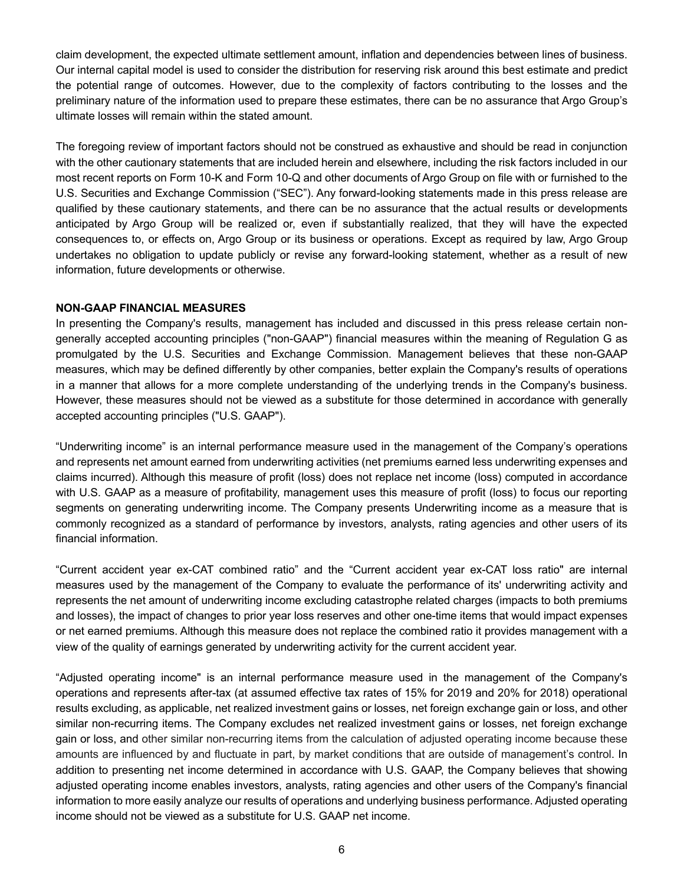claim development, the expected ultimate settlement amount, inflation and dependencies between lines of business. Our internal capital model is used to consider the distribution for reserving risk around this best estimate and predict the potential range of outcomes. However, due to the complexity of factors contributing to the losses and the preliminary nature of the information used to prepare these estimates, there can be no assurance that Argo Group's ultimate losses will remain within the stated amount.

The foregoing review of important factors should not be construed as exhaustive and should be read in conjunction with the other cautionary statements that are included herein and elsewhere, including the risk factors included in our most recent reports on Form 10-K and Form 10-Q and other documents of Argo Group on file with or furnished to the U.S. Securities and Exchange Commission ("SEC"). Any forward-looking statements made in this press release are qualified by these cautionary statements, and there can be no assurance that the actual results or developments anticipated by Argo Group will be realized or, even if substantially realized, that they will have the expected consequences to, or effects on, Argo Group or its business or operations. Except as required by law, Argo Group undertakes no obligation to update publicly or revise any forward-looking statement, whether as a result of new information, future developments or otherwise.

**NON-GAAP FINANCIAL MEASURES**

In presenting the Company's results, management has included and discussed in this press release certain non-generally accepted accounting principles ("non-GAAP") financial measures within the meaning of Regulation G as promulgated by the U.S. Securities and Exchange Commission. Management believes that these non-GAAP measures, which may be defined differently by other companies, better explain the Company's results of operations in a manner that allows for a more complete understanding of the underlying trends in the Company's business. However, these measures should not be viewed as a substitute for those determined in accordance with generally accepted accounting principles ("U.S. GAAP").

"Underwriting income" is an internal performance measure used in the management of the Company's operations and represents net amount earned from underwriting activities (net premiums earned less underwriting expenses and claims incurred). Although this measure of profit (loss) does not replace net income (loss) computed in accordance with U.S. GAAP as a measure of profitability, management uses this measure of profit (loss) to focus our reporting segments on generating underwriting income. The Company presents Underwriting income as a measure that is commonly recognized as a standard of performance by investors, analysts, rating agencies and other users of its financial information.

"Current accident year ex-CAT combined ratio" and the "Current accident year ex-CAT loss ratio" are internal measures used by the management of the Company to evaluate the performance of its' underwriting activity and represents the net amount of underwriting income excluding catastrophe related charges (impacts to both premiums and losses), the impact of changes to prior year loss reserves and other one-time items that would impact expenses or net earned premiums. Although this measure does not replace the combined ratio it provides management with a view of the quality of earnings generated by underwriting activity for the current accident year.

"Adjusted operating income" is an internal performance measure used in the management of the Company's operations and represents after-tax (at assumed effective tax rates of 15% for 2019 and 20% for 2018) operational results excluding, as applicable, net realized investment gains or losses, net foreign exchange gain or loss, and other similar non-recurring items. The Company excludes net realized investment gains or losses, net foreign exchange gain or loss, and other similar non-recurring items from the calculation of adjusted operating income because these amounts are influenced by and fluctuate in part, by market conditions that are outside of management's control. In addition to presenting net income determined in accordance with U.S. GAAP, the Company believes that showing adjusted operating income enables investors, analysts, rating agencies and other users of the Company's financial information to more easily analyze our results of operations and underlying business performance. Adjusted operating income should not be viewed as a substitute for U.S. GAAP net income.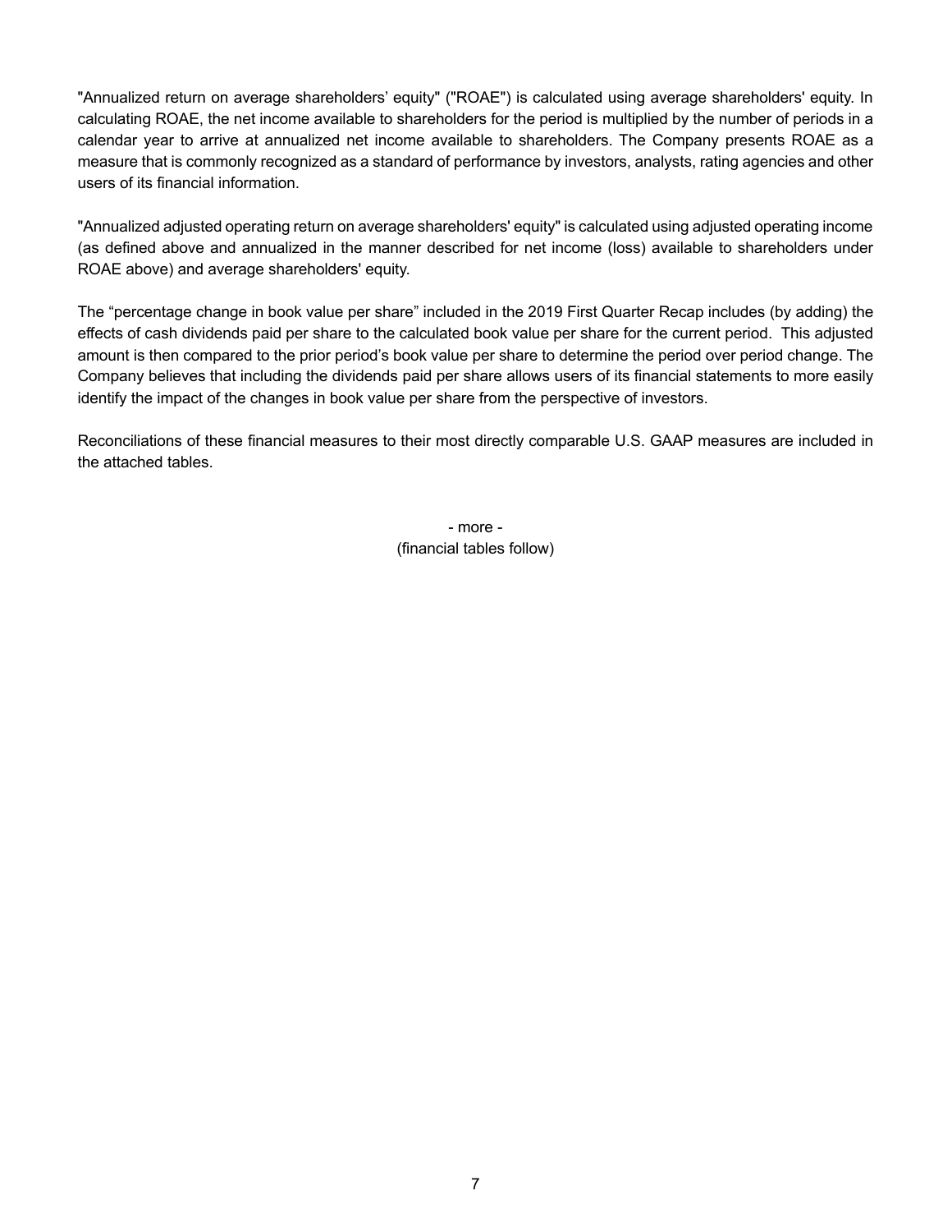"Annualized return on average shareholders' equity" ("ROAE") is calculated using average shareholders' equity. In calculating ROAE, the net income available to shareholders for the period is multiplied by the number of periods in a calendar year to arrive at annualized net income available to shareholders. The Company presents ROAE as a measure that is commonly recognized as a standard of performance by investors, analysts, rating agencies and other users of its financial information.

"Annualized adjusted operating return on average shareholders' equity" is calculated using adjusted operating income (as defined above and annualized in the manner described for net income (loss) available to shareholders under ROAE above) and average shareholders' equity.

The "percentage change in book value per share" included in the 2019 First Quarter Recap includes (by adding) the effects of cash dividends paid per share to the calculated book value per share for the current period. This adjusted amount is then compared to the prior period's book value per share to determine the period over period change. The Company believes that including the dividends paid per share allows users of its financial statements to more easily identify the impact of the changes in book value per share from the perspective of investors.

Reconciliations of these financial measures to their most directly comparable U.S. GAAP measures are included in the attached tables.

- more -
(financial tables follow)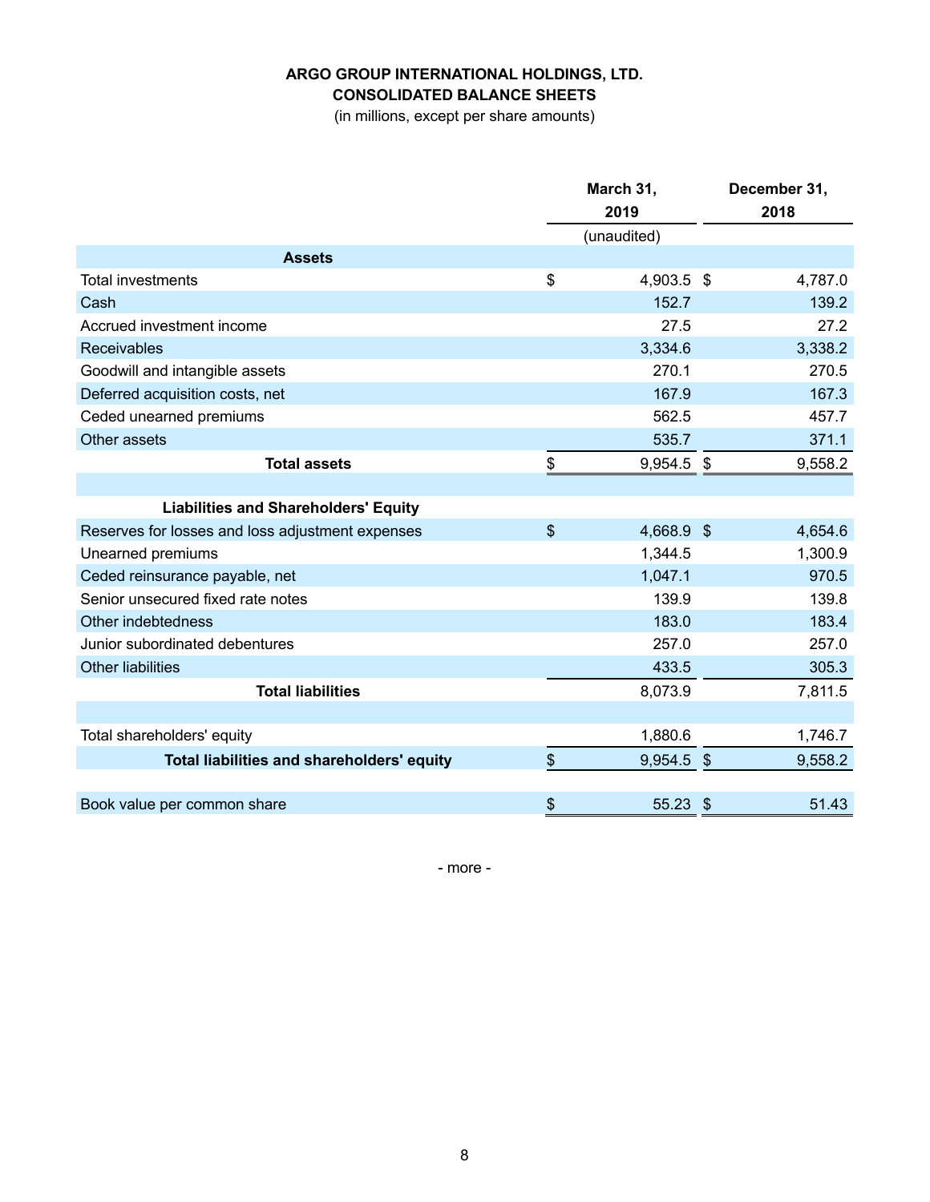**ARGO GROUP INTERNATIONAL HOLDINGS, LTD.**
**CONSOLIDATED BALANCE SHEETS**
(in millions, except per share amounts)

| | March 31, 2019 | December 31, 2018 |
|---|---|---|
| | (unaudited) | |
| **Assets** | | |
| Total investments | $ 4,903.5 | $ 4,787.0 |
| Cash | 152.7 | 139.2 |
| Accrued investment income | 27.5 | 27.2 |
| Receivables | 3,334.6 | 3,338.2 |
| Goodwill and intangible assets | 270.1 | 270.5 |
| Deferred acquisition costs, net | 167.9 | 167.3 |
| Ceded unearned premiums | 562.5 | 457.7 |
| Other assets | 535.7 | 371.1 |
| **Total assets** | $ 9,954.5 | $ 9,558.2 |
| | | |
| **Liabilities and Shareholders' Equity** | | |
| Reserves for losses and loss adjustment expenses | $ 4,668.9 | $ 4,654.6 |
| Unearned premiums | 1,344.5 | 1,300.9 |
| Ceded reinsurance payable, net | 1,047.1 | 970.5 |
| Senior unsecured fixed rate notes | 139.9 | 139.8 |
| Other indebtedness | 183.0 | 183.4 |
| Junior subordinated debentures | 257.0 | 257.0 |
| Other liabilities | 433.5 | 305.3 |
| **Total liabilities** | 8,073.9 | 7,811.5 |
| | | |
| Total shareholders' equity | 1,880.6 | 1,746.7 |
| **Total liabilities and shareholders' equity** | $ 9,954.5 | $ 9,558.2 |
| | | |
| Book value per common share | $ 55.23 | $ 51.43 |

- more -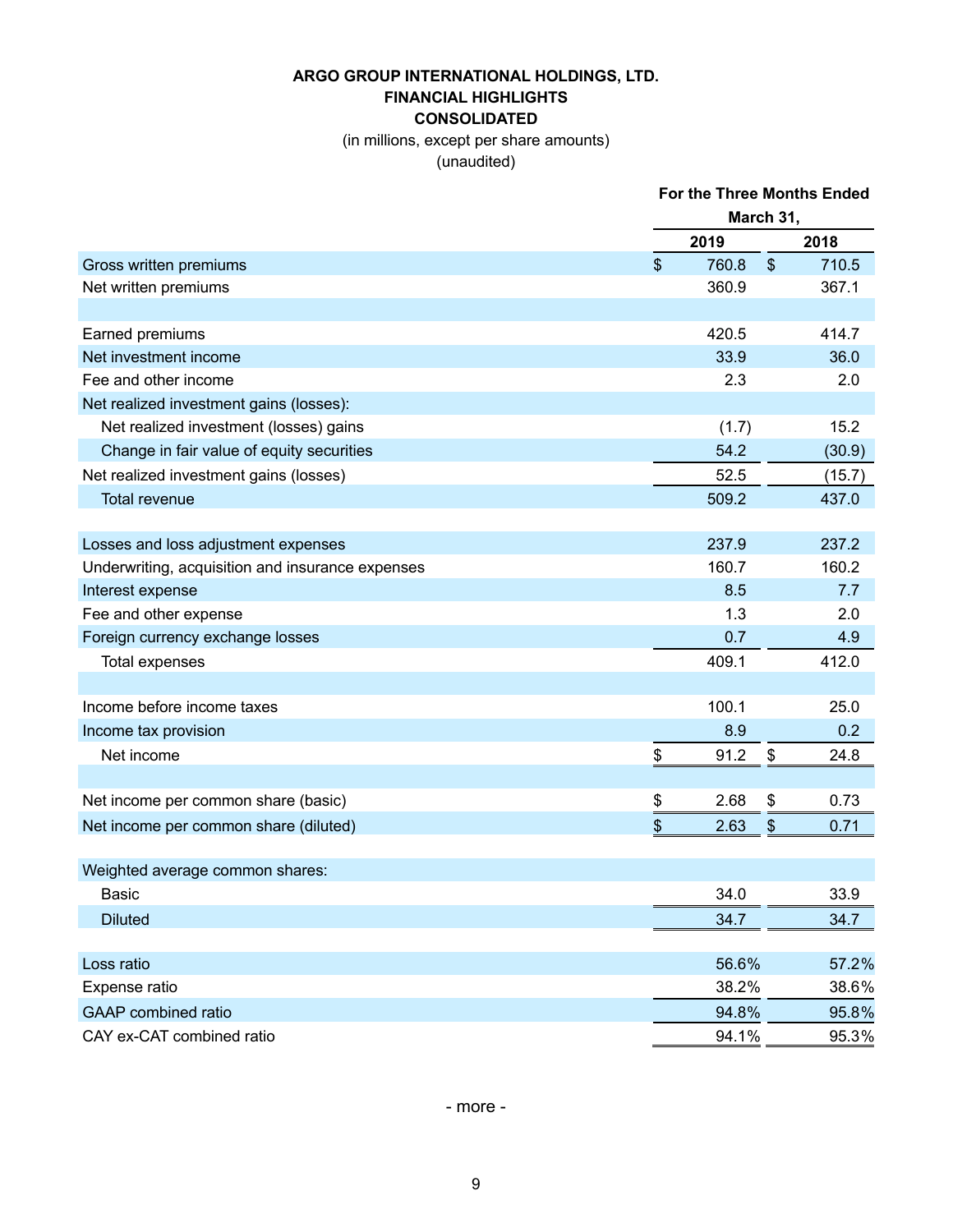# ARGO GROUP INTERNATIONAL HOLDINGS, LTD.
## FINANCIAL HIGHLIGHTS
## CONSOLIDATED

(in millions, except per share amounts)
(unaudited)

| | For the Three Months Ended March 31, | |
|---|---|---|
| | 2019 | 2018 |
| Gross written premiums | $ 760.8 | $ 710.5 |
| Net written premiums | 360.9 | 367.1 |
| | | |
| Earned premiums | 420.5 | 414.7 |
| Net investment income | 33.9 | 36.0 |
| Fee and other income | 2.3 | 2.0 |
| Net realized investment gains (losses): | | |
| Net realized investment (losses) gains | (1.7) | 15.2 |
| Change in fair value of equity securities | 54.2 | (30.9) |
| Net realized investment gains (losses) | 52.5 | (15.7) |
| Total revenue | 509.2 | 437.0 |
| | | |
| Losses and loss adjustment expenses | 237.9 | 237.2 |
| Underwriting, acquisition and insurance expenses | 160.7 | 160.2 |
| Interest expense | 8.5 | 7.7 |
| Fee and other expense | 1.3 | 2.0 |
| Foreign currency exchange losses | 0.7 | 4.9 |
| Total expenses | 409.1 | 412.0 |
| | | |
| Income before income taxes | 100.1 | 25.0 |
| Income tax provision | 8.9 | 0.2 |
| Net income | $ 91.2 | $ 24.8 |
| | | |
| Net income per common share (basic) | $ 2.68 | $ 0.73 |
| Net income per common share (diluted) | $ 2.63 | $ 0.71 |
| | | |
| Weighted average common shares: | | |
| Basic | 34.0 | 33.9 |
| Diluted | 34.7 | 34.7 |
| | | |
| Loss ratio | 56.6% | 57.2% |
| Expense ratio | 38.2% | 38.6% |
| GAAP combined ratio | 94.8% | 95.8% |
| CAY ex-CAT combined ratio | 94.1% | 95.3% |

- more -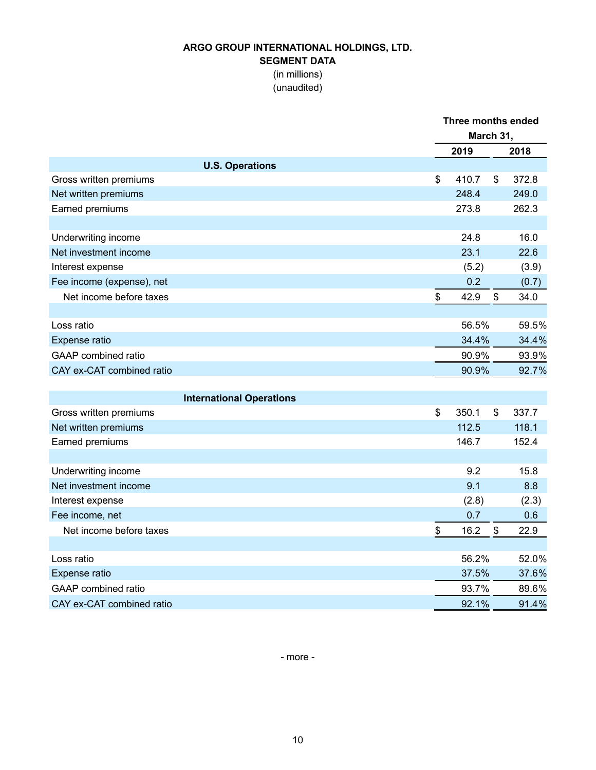**ARGO GROUP INTERNATIONAL HOLDINGS, LTD.**
**SEGMENT DATA**
(in millions)
(unaudited)

| | Three months ended March 31, | |
|---|---|---|
| | 2019 | 2018 |
| **U.S. Operations** | | |
| Gross written premiums | $ 410.7 | $ 372.8 |
| Net written premiums | 248.4 | 249.0 |
| Earned premiums | 273.8 | 262.3 |
| | | |
| Underwriting income | 24.8 | 16.0 |
| Net investment income | 23.1 | 22.6 |
| Interest expense | (5.2) | (3.9) |
| Fee income (expense), net | 0.2 | (0.7) |
| Net income before taxes | $ 42.9 | $ 34.0 |
| | | |
| Loss ratio | 56.5% | 59.5% |
| Expense ratio | 34.4% | 34.4% |
| GAAP combined ratio | 90.9% | 93.9% |
| CAY ex-CAT combined ratio | 90.9% | 92.7% |
| | | |
| **International Operations** | | |
| Gross written premiums | $ 350.1 | $ 337.7 |
| Net written premiums | 112.5 | 118.1 |
| Earned premiums | 146.7 | 152.4 |
| | | |
| Underwriting income | 9.2 | 15.8 |
| Net investment income | 9.1 | 8.8 |
| Interest expense | (2.8) | (2.3) |
| Fee income, net | 0.7 | 0.6 |
| Net income before taxes | $ 16.2 | $ 22.9 |
| | | |
| Loss ratio | 56.2% | 52.0% |
| Expense ratio | 37.5% | 37.6% |
| GAAP combined ratio | 93.7% | 89.6% |
| CAY ex-CAT combined ratio | 92.1% | 91.4% |

- more -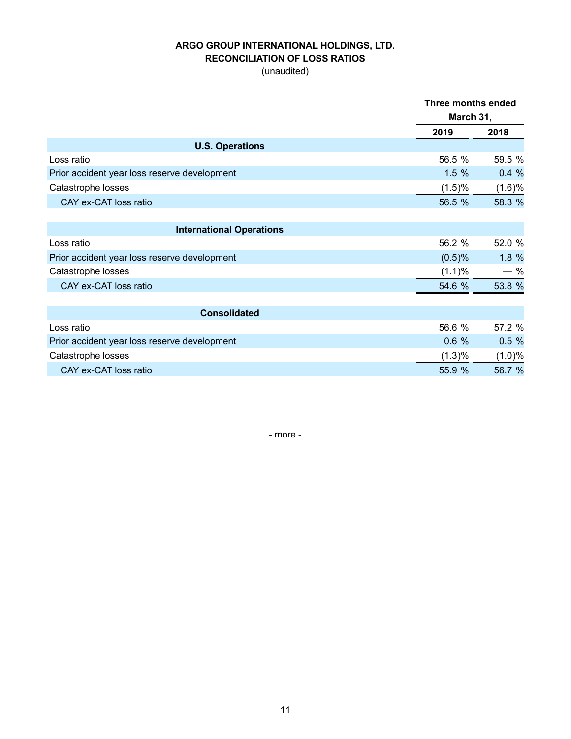**ARGO GROUP INTERNATIONAL HOLDINGS, LTD.**
**RECONCILIATION OF LOSS RATIOS**
(unaudited)

| | Three months ended March 31, | |
|---|---|---|
| | 2019 | 2018 |
| **U.S. Operations** | | |
| Loss ratio | 56.5 % | 59.5 % |
| Prior accident year loss reserve development | 1.5 % | 0.4 % |
| Catastrophe losses | (1.5)% | (1.6)% |
| CAY ex-CAT loss ratio | 56.5 % | 58.3 % |
| **International Operations** | | |
| Loss ratio | 56.2 % | 52.0 % |
| Prior accident year loss reserve development | (0.5)% | 1.8 % |
| Catastrophe losses | (1.1)% | — % |
| CAY ex-CAT loss ratio | 54.6 % | 53.8 % |
| **Consolidated** | | |
| Loss ratio | 56.6 % | 57.2 % |
| Prior accident year loss reserve development | 0.6 % | 0.5 % |
| Catastrophe losses | (1.3)% | (1.0)% |
| CAY ex-CAT loss ratio | 55.9 % | 56.7 % |

- more -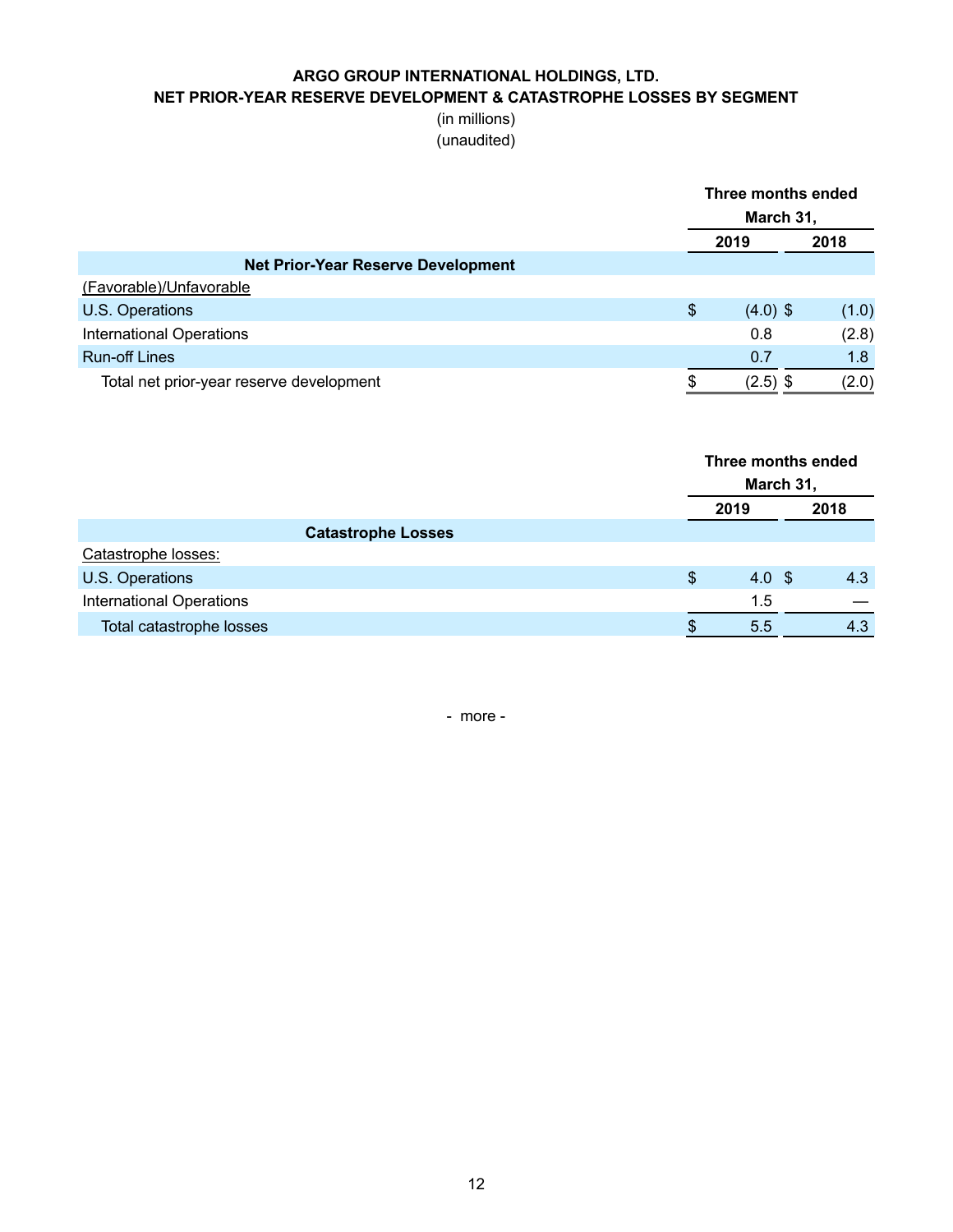**ARGO GROUP INTERNATIONAL HOLDINGS, LTD.**
**NET PRIOR-YEAR RESERVE DEVELOPMENT & CATASTROPHE LOSSES BY SEGMENT**
(in millions)
(unaudited)

| | Three months ended March 31, | |
|---|---|---|
| | 2019 | 2018 |
| **Net Prior-Year Reserve Development** | | |
| (Favorable)/Unfavorable | | |
| U.S. Operations | $ (4.0) | $ (1.0) |
| International Operations | 0.8 | (2.8) |
| Run-off Lines | 0.7 | 1.8 |
| Total net prior-year reserve development | $ (2.5) | $ (2.0) |

| | Three months ended March 31, | |
|---|---|---|
| | 2019 | 2018 |
| **Catastrophe Losses** | | |
| Catastrophe losses: | | |
| U.S. Operations | $ 4.0 | $ 4.3 |
| International Operations | 1.5 | — |
| Total catastrophe losses | $ 5.5 | 4.3 |

- more -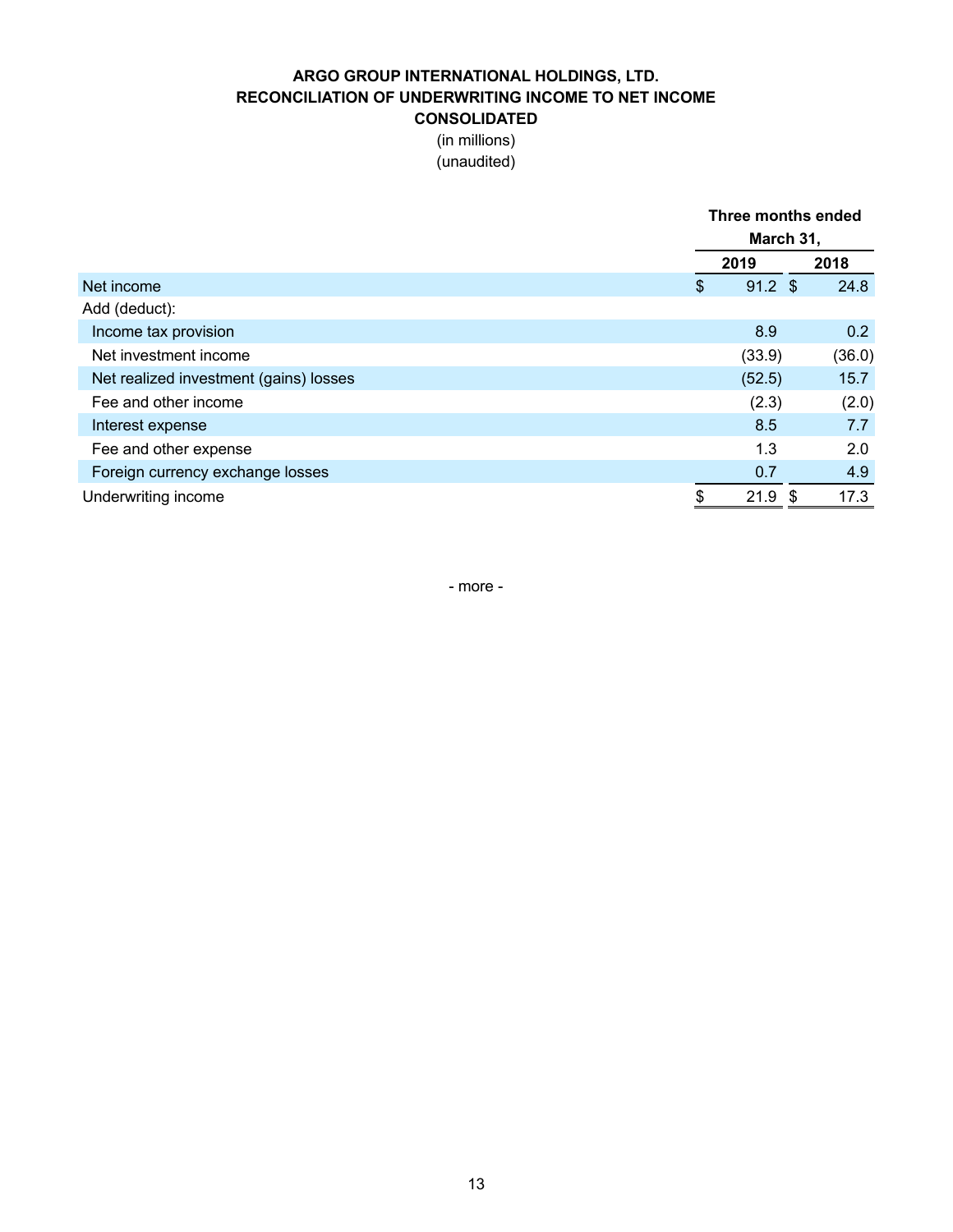**ARGO GROUP INTERNATIONAL HOLDINGS, LTD.**
**RECONCILIATION OF UNDERWRITING INCOME TO NET INCOME**
**CONSOLIDATED**
(in millions)
(unaudited)

| | Three months ended March 31, | |
|---|---|---|
| | **2019** | **2018** |
| Net income | $ 91.2 | $ 24.8 |
| Add (deduct): | | |
| Income tax provision | 8.9 | 0.2 |
| Net investment income | (33.9) | (36.0) |
| Net realized investment (gains) losses | (52.5) | 15.7 |
| Fee and other income | (2.3) | (2.0) |
| Interest expense | 8.5 | 7.7 |
| Fee and other expense | 1.3 | 2.0 |
| Foreign currency exchange losses | 0.7 | 4.9 |
| Underwriting income | $ 21.9 | $ 17.3 |

- more -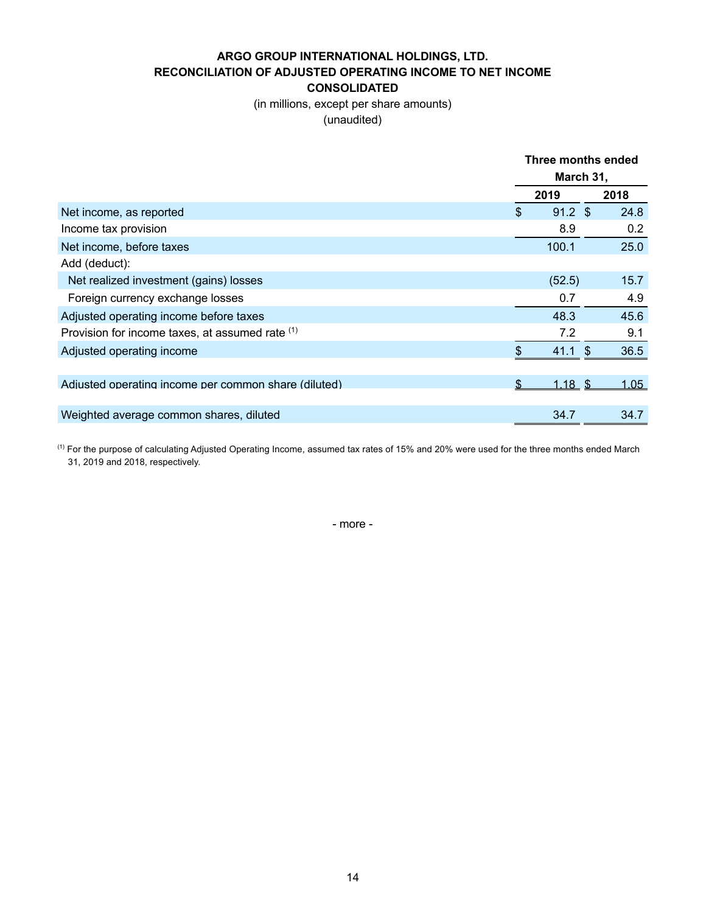**ARGO GROUP INTERNATIONAL HOLDINGS, LTD.**
**RECONCILIATION OF ADJUSTED OPERATING INCOME TO NET INCOME**
**CONSOLIDATED**

(in millions, except per share amounts)
(unaudited)

| | Three months ended March 31, | |
|---|---|---|
| | 2019 | 2018 |
| Net income, as reported | $ 91.2 | $ 24.8 |
| Income tax provision | 8.9 | 0.2 |
| Net income, before taxes | 100.1 | 25.0 |
| Add (deduct): | | |
| Net realized investment (gains) losses | (52.5) | 15.7 |
| Foreign currency exchange losses | 0.7 | 4.9 |
| Adjusted operating income before taxes | 48.3 | 45.6 |
| Provision for income taxes, at assumed rate [(1)] | 7.2 | 9.1 |
| Adjusted operating income | $ 41.1 | $ 36.5 |
| | | |
| Adjusted operating income per common share (diluted) | $ 1.18 | $ 1.05 |
| | | |
| Weighted average common shares, diluted | 34.7 | 34.7 |

[(1)] For the purpose of calculating Adjusted Operating Income, assumed tax rates of 15% and 20% were used for the three months ended March 31, 2019 and 2018, respectively.

- more -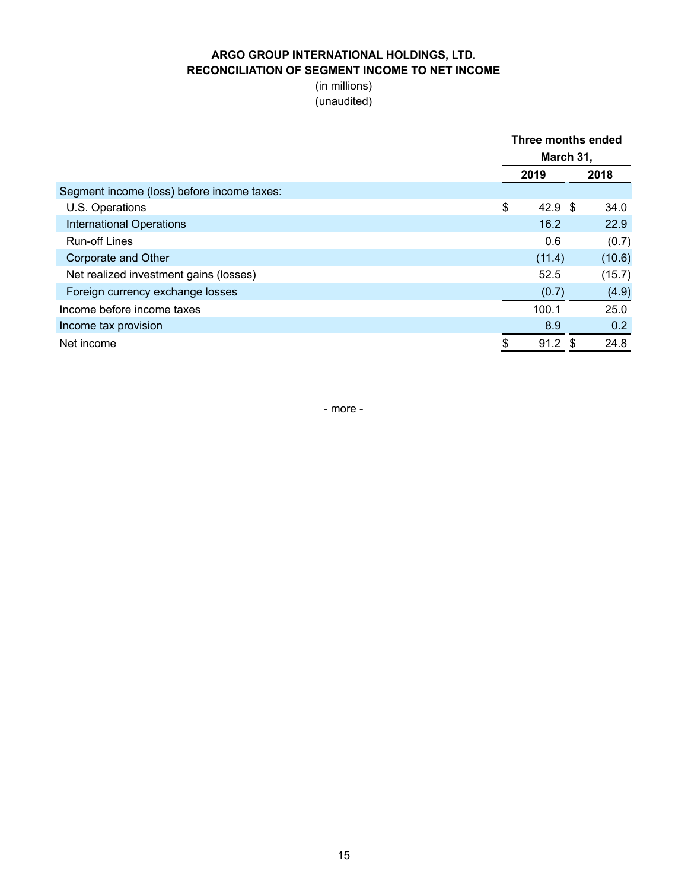**ARGO GROUP INTERNATIONAL HOLDINGS, LTD.**
**RECONCILIATION OF SEGMENT INCOME TO NET INCOME**
(in millions)
(unaudited)

| | Three months ended March 31, | |
|---|---|---|
| | 2019 | 2018 |
| Segment income (loss) before income taxes: | | |
| U.S. Operations | $ 42.9 | $ 34.0 |
| International Operations | 16.2 | 22.9 |
| Run-off Lines | 0.6 | (0.7) |
| Corporate and Other | (11.4) | (10.6) |
| Net realized investment gains (losses) | 52.5 | (15.7) |
| Foreign currency exchange losses | (0.7) | (4.9) |
| Income before income taxes | 100.1 | 25.0 |
| Income tax provision | 8.9 | 0.2 |
| Net income | $ 91.2 | $ 24.8 |

- more -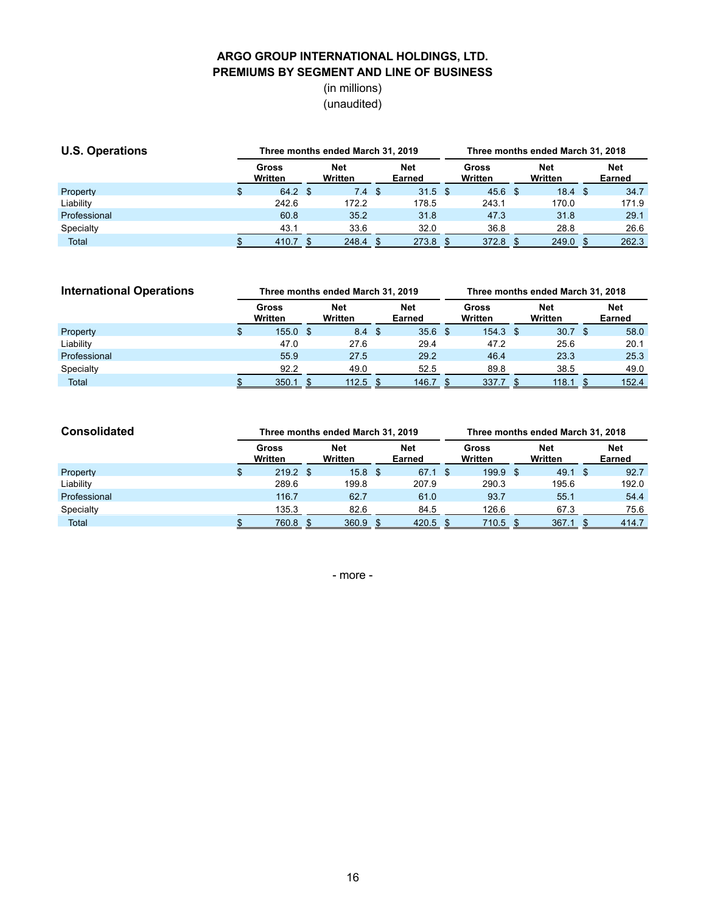# ARGO GROUP INTERNATIONAL HOLDINGS, LTD.
## PREMIUMS BY SEGMENT AND LINE OF BUSINESS

(in millions)
(unaudited)

| U.S. Operations | Three months ended March 31, 2019 | | | Three months ended March 31, 2018 | | |
|---|---|---|---|---|---|---|
| | Gross Written | Net Written | Net Earned | Gross Written | Net Written | Net Earned |
| Property | $ 64.2 | $ 7.4 | $ 31.5 | $ 45.6 | $ 18.4 | $ 34.7 |
| Liability | 242.6 | 172.2 | 178.5 | 243.1 | 170.0 | 171.9 |
| Professional | 60.8 | 35.2 | 31.8 | 47.3 | 31.8 | 29.1 |
| Specialty | 43.1 | 33.6 | 32.0 | 36.8 | 28.8 | 26.6 |
| Total | $ 410.7 | $ 248.4 | $ 273.8 | $ 372.8 | $ 249.0 | $ 262.3 |

| International Operations | Three months ended March 31, 2019 | | | Three months ended March 31, 2018 | | |
|---|---|---|---|---|---|---|
| | Gross Written | Net Written | Net Earned | Gross Written | Net Written | Net Earned |
| Property | $ 155.0 | $ 8.4 | $ 35.6 | $ 154.3 | $ 30.7 | $ 58.0 |
| Liability | 47.0 | 27.6 | 29.4 | 47.2 | 25.6 | 20.1 |
| Professional | 55.9 | 27.5 | 29.2 | 46.4 | 23.3 | 25.3 |
| Specialty | 92.2 | 49.0 | 52.5 | 89.8 | 38.5 | 49.0 |
| Total | $ 350.1 | $ 112.5 | $ 146.7 | $ 337.7 | $ 118.1 | $ 152.4 |

| Consolidated | Three months ended March 31, 2019 | | | Three months ended March 31, 2018 | | |
|---|---|---|---|---|---|---|
| | Gross Written | Net Written | Net Earned | Gross Written | Net Written | Net Earned |
| Property | $ 219.2 | $ 15.8 | $ 67.1 | $ 199.9 | $ 49.1 | $ 92.7 |
| Liability | 289.6 | 199.8 | 207.9 | 290.3 | 195.6 | 192.0 |
| Professional | 116.7 | 62.7 | 61.0 | 93.7 | 55.1 | 54.4 |
| Specialty | 135.3 | 82.6 | 84.5 | 126.6 | 67.3 | 75.6 |
| Total | $ 760.8 | $ 360.9 | $ 420.5 | $ 710.5 | $ 367.1 | $ 414.7 |

- more -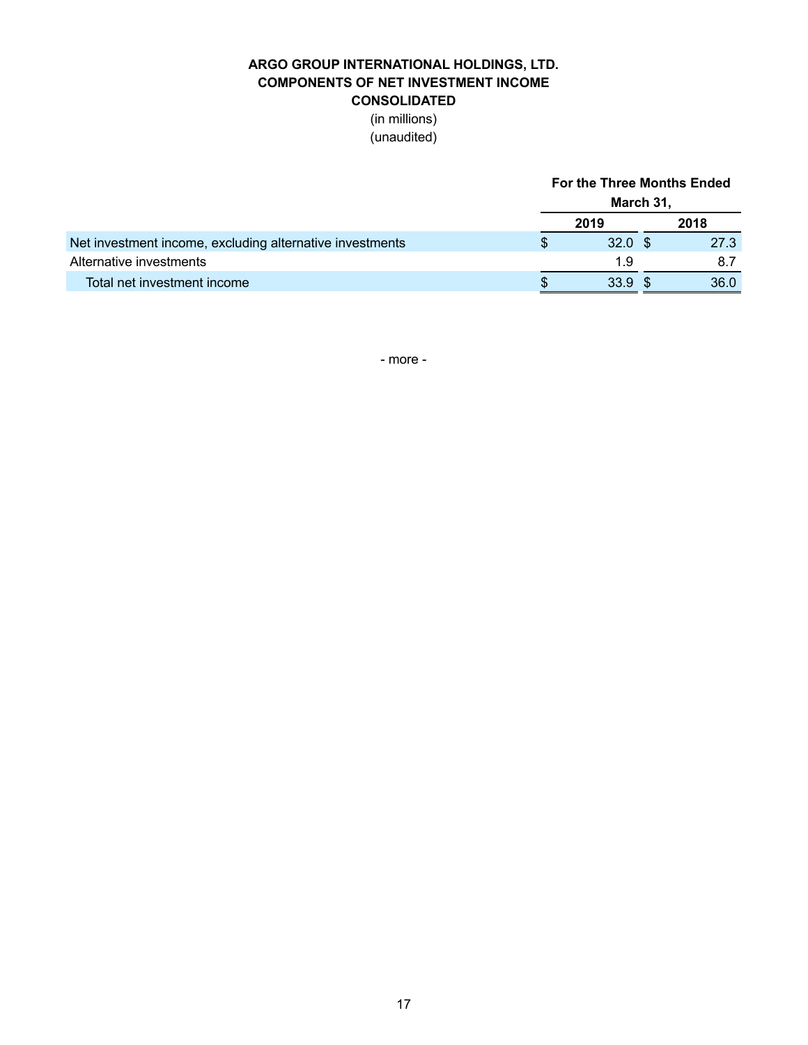**ARGO GROUP INTERNATIONAL HOLDINGS, LTD.**
**COMPONENTS OF NET INVESTMENT INCOME**
**CONSOLIDATED**
(in millions)
(unaudited)

| | For the Three Months Ended March 31, | |
|---|---|---|
| | **2019** | **2018** |
| Net investment income, excluding alternative investments | $ 32.0 | $ 27.3 |
| Alternative investments | 1.9 | 8.7 |
| Total net investment income | $ 33.9 | $ 36.0 |

- more -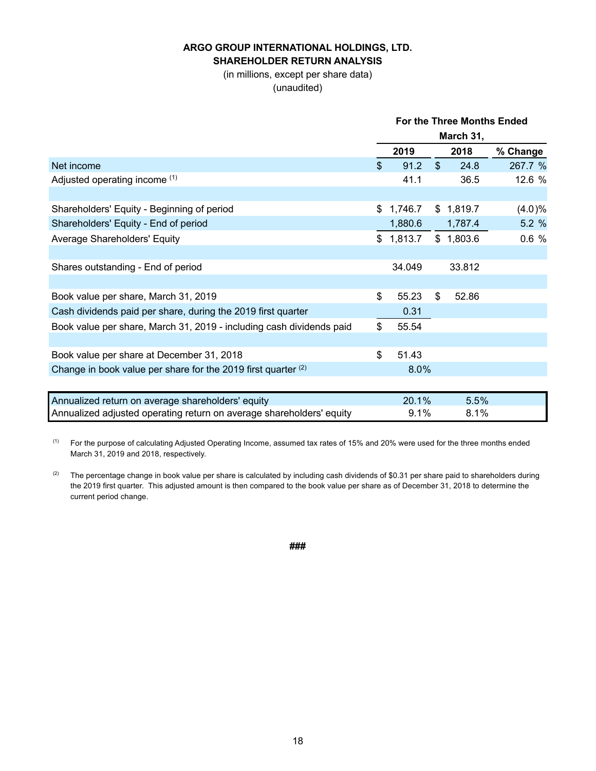**ARGO GROUP INTERNATIONAL HOLDINGS, LTD.**
**SHAREHOLDER RETURN ANALYSIS**
(in millions, except per share data)
(unaudited)

| | For the Three Months Ended March 31, | | |
|---|---|---|---|
| | **2019** | **2018** | **% Change** |
| Net income | $ 91.2 | $ 24.8 | 267.7 % |
| Adjusted operating income [(1)] | 41.1 | 36.5 | 12.6 % |
| | | | |
| Shareholders' Equity - Beginning of period | $ 1,746.7 | $ 1,819.7 | (4.0)% |
| Shareholders' Equity - End of period | 1,880.6 | 1,787.4 | 5.2 % |
| Average Shareholders' Equity | $ 1,813.7 | $ 1,803.6 | 0.6 % |
| | | | |
| Shares outstanding - End of period | 34.049 | 33.812 | |
| | | | |
| Book value per share, March 31, 2019 | $ 55.23 | $ 52.86 | |
| Cash dividends paid per share, during the 2019 first quarter | 0.31 | | |
| Book value per share, March 31, 2019 - including cash dividends paid | $ 55.54 | | |
| | | | |
| Book value per share at December 31, 2018 | $ 51.43 | | |
| Change in book value per share for the 2019 first quarter [(2)] | 8.0% | | |
| | | | |
| Annualized return on average shareholders' equity | 20.1% | 5.5% | |
| Annualized adjusted operating return on average shareholders' equity | 9.1% | 8.1% | |

[(1)] For the purpose of calculating Adjusted Operating Income, assumed tax rates of 15% and 20% were used for the three months ended March 31, 2019 and 2018, respectively.

[(2)] The percentage change in book value per share is calculated by including cash dividends of $0.31 per share paid to shareholders during the 2019 first quarter. This adjusted amount is then compared to the book value per share as of December 31, 2018 to determine the current period change.

###